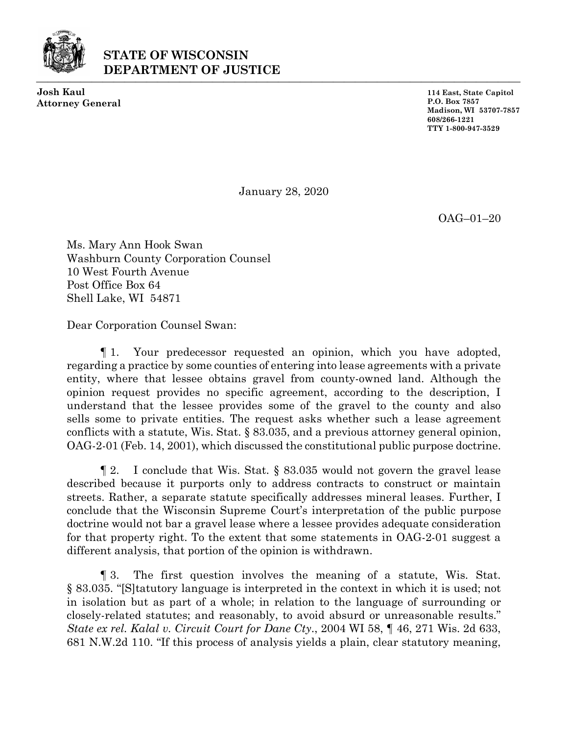# STATE OF WISCONSIN DEPARTMENT OF JUSTICE

**Josh Kaul**
**Attorney General**

**114 East, State Capitol**
**P.O. Box 7857**
**Madison, WI 53707-7857**
**608/266-1221**
**TTY 1-800-947-3529**

January 28, 2020

OAG–01–20

Ms. Mary Ann Hook Swan
Washburn County Corporation Counsel
10 West Fourth Avenue
Post Office Box 64
Shell Lake, WI 54871

Dear Corporation Counsel Swan:

¶ 1. Your predecessor requested an opinion, which you have adopted, regarding a practice by some counties of entering into lease agreements with a private entity, where that lessee obtains gravel from county-owned land. Although the opinion request provides no specific agreement, according to the description, I understand that the lessee provides some of the gravel to the county and also sells some to private entities. The request asks whether such a lease agreement conflicts with a statute, Wis. Stat. § 83.035, and a previous attorney general opinion, OAG-2-01 (Feb. 14, 2001), which discussed the constitutional public purpose doctrine.

¶ 2. I conclude that Wis. Stat. § 83.035 would not govern the gravel lease described because it purports only to address contracts to construct or maintain streets. Rather, a separate statute specifically addresses mineral leases. Further, I conclude that the Wisconsin Supreme Court's interpretation of the public purpose doctrine would not bar a gravel lease where a lessee provides adequate consideration for that property right. To the extent that some statements in OAG-2-01 suggest a different analysis, that portion of the opinion is withdrawn.

¶ 3. The first question involves the meaning of a statute, Wis. Stat. § 83.035. "[S]tatutory language is interpreted in the context in which it is used; not in isolation but as part of a whole; in relation to the language of surrounding or closely-related statutes; and reasonably, to avoid absurd or unreasonable results." *State ex rel. Kalal v. Circuit Court for Dane Cty.*, 2004 WI 58, ¶ 46, 271 Wis. 2d 633, 681 N.W.2d 110. "If this process of analysis yields a plain, clear statutory meaning,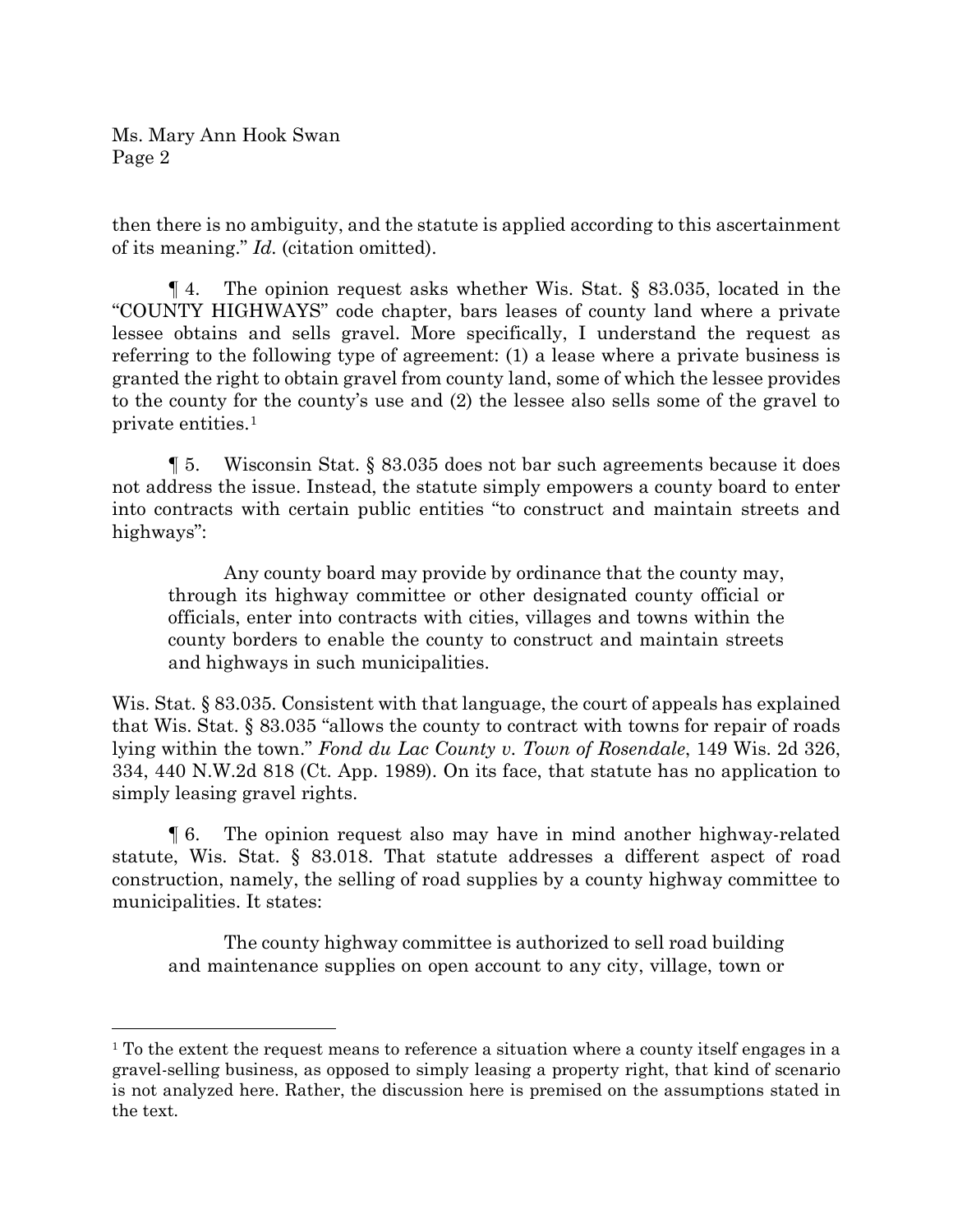then there is no ambiguity, and the statute is applied according to this ascertainment of its meaning." *Id.* (citation omitted).

¶ 4. The opinion request asks whether Wis. Stat. § 83.035, located in the "COUNTY HIGHWAYS" code chapter, bars leases of county land where a private lessee obtains and sells gravel. More specifically, I understand the request as referring to the following type of agreement: (1) a lease where a private business is granted the right to obtain gravel from county land, some of which the lessee provides to the county for the county's use and (2) the lessee also sells some of the gravel to private entities.[1]

¶ 5. Wisconsin Stat. § 83.035 does not bar such agreements because it does not address the issue. Instead, the statute simply empowers a county board to enter into contracts with certain public entities "to construct and maintain streets and highways":

> Any county board may provide by ordinance that the county may, through its highway committee or other designated county official or officials, enter into contracts with cities, villages and towns within the county borders to enable the county to construct and maintain streets and highways in such municipalities.

Wis. Stat. § 83.035. Consistent with that language, the court of appeals has explained that Wis. Stat. § 83.035 "allows the county to contract with towns for repair of roads lying within the town." *Fond du Lac County v. Town of Rosendale*, 149 Wis. 2d 326, 334, 440 N.W.2d 818 (Ct. App. 1989). On its face, that statute has no application to simply leasing gravel rights.

¶ 6. The opinion request also may have in mind another highway-related statute, Wis. Stat. § 83.018. That statute addresses a different aspect of road construction, namely, the selling of road supplies by a county highway committee to municipalities. It states:

> The county highway committee is authorized to sell road building and maintenance supplies on open account to any city, village, town or

[1] To the extent the request means to reference a situation where a county itself engages in a gravel-selling business, as opposed to simply leasing a property right, that kind of scenario is not analyzed here. Rather, the discussion here is premised on the assumptions stated in the text.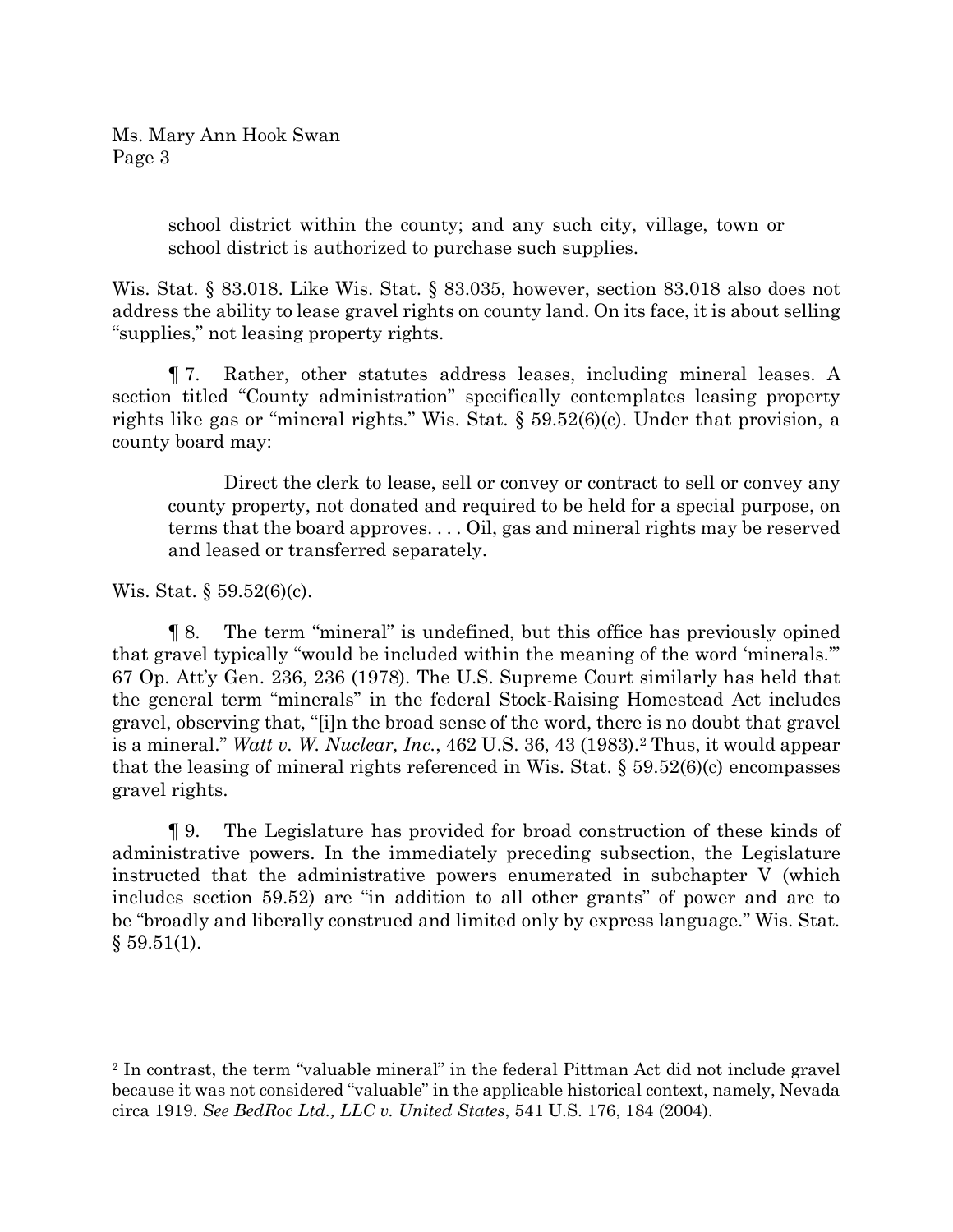> school district within the county; and any such city, village, town or school district is authorized to purchase such supplies.

Wis. Stat. § 83.018. Like Wis. Stat. § 83.035, however, section 83.018 also does not address the ability to lease gravel rights on county land. On its face, it is about selling "supplies," not leasing property rights.

¶ 7. Rather, other statutes address leases, including mineral leases. A section titled "County administration" specifically contemplates leasing property rights like gas or "mineral rights." Wis. Stat. § 59.52(6)(c). Under that provision, a county board may:

> Direct the clerk to lease, sell or convey or contract to sell or convey any county property, not donated and required to be held for a special purpose, on terms that the board approves. . . . Oil, gas and mineral rights may be reserved and leased or transferred separately.

Wis. Stat. § 59.52(6)(c).

¶ 8. The term "mineral" is undefined, but this office has previously opined that gravel typically "would be included within the meaning of the word 'minerals.'" 67 Op. Att'y Gen. 236, 236 (1978). The U.S. Supreme Court similarly has held that the general term "minerals" in the federal Stock-Raising Homestead Act includes gravel, observing that, "[i]n the broad sense of the word, there is no doubt that gravel is a mineral." *Watt v. W. Nuclear, Inc.*, 462 U.S. 36, 43 (1983).[2] Thus, it would appear that the leasing of mineral rights referenced in Wis. Stat. § 59.52(6)(c) encompasses gravel rights.

¶ 9. The Legislature has provided for broad construction of these kinds of administrative powers. In the immediately preceding subsection, the Legislature instructed that the administrative powers enumerated in subchapter V (which includes section 59.52) are "in addition to all other grants" of power and are to be "broadly and liberally construed and limited only by express language." Wis. Stat. § 59.51(1).

---

[2] In contrast, the term "valuable mineral" in the federal Pittman Act did not include gravel because it was not considered "valuable" in the applicable historical context, namely, Nevada circa 1919. *See BedRoc Ltd., LLC v. United States*, 541 U.S. 176, 184 (2004).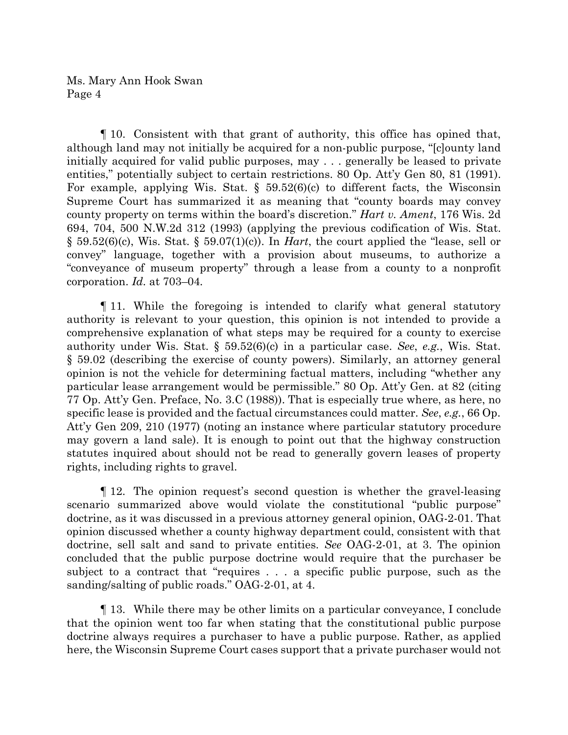Ms. Mary Ann Hook Swan

¶ 10. Consistent with that grant of authority, this office has opined that, although land may not initially be acquired for a non-public purpose, "[c]ounty land initially acquired for valid public purposes, may . . . generally be leased to private entities," potentially subject to certain restrictions. 80 Op. Att'y Gen 80, 81 (1991). For example, applying Wis. Stat. § 59.52(6)(c) to different facts, the Wisconsin Supreme Court has summarized it as meaning that "county boards may convey county property on terms within the board's discretion." *Hart v. Ament*, 176 Wis. 2d 694, 704, 500 N.W.2d 312 (1993) (applying the previous codification of Wis. Stat. § 59.52(6)(c), Wis. Stat. § 59.07(1)(c)). In *Hart*, the court applied the "lease, sell or convey" language, together with a provision about museums, to authorize a "conveyance of museum property" through a lease from a county to a nonprofit corporation. *Id.* at 703–04.

¶ 11. While the foregoing is intended to clarify what general statutory authority is relevant to your question, this opinion is not intended to provide a comprehensive explanation of what steps may be required for a county to exercise authority under Wis. Stat. § 59.52(6)(c) in a particular case. *See*, *e.g.*, Wis. Stat. § 59.02 (describing the exercise of county powers). Similarly, an attorney general opinion is not the vehicle for determining factual matters, including "whether any particular lease arrangement would be permissible." 80 Op. Att'y Gen. at 82 (citing 77 Op. Att'y Gen. Preface, No. 3.C (1988)). That is especially true where, as here, no specific lease is provided and the factual circumstances could matter. *See*, *e.g.*, 66 Op. Att'y Gen 209, 210 (1977) (noting an instance where particular statutory procedure may govern a land sale). It is enough to point out that the highway construction statutes inquired about should not be read to generally govern leases of property rights, including rights to gravel.

¶ 12. The opinion request's second question is whether the gravel-leasing scenario summarized above would violate the constitutional "public purpose" doctrine, as it was discussed in a previous attorney general opinion, OAG-2-01. That opinion discussed whether a county highway department could, consistent with that doctrine, sell salt and sand to private entities. *See* OAG-2-01, at 3. The opinion concluded that the public purpose doctrine would require that the purchaser be subject to a contract that "requires . . . a specific public purpose, such as the sanding/salting of public roads." OAG-2-01, at 4.

¶ 13. While there may be other limits on a particular conveyance, I conclude that the opinion went too far when stating that the constitutional public purpose doctrine always requires a purchaser to have a public purpose. Rather, as applied here, the Wisconsin Supreme Court cases support that a private purchaser would not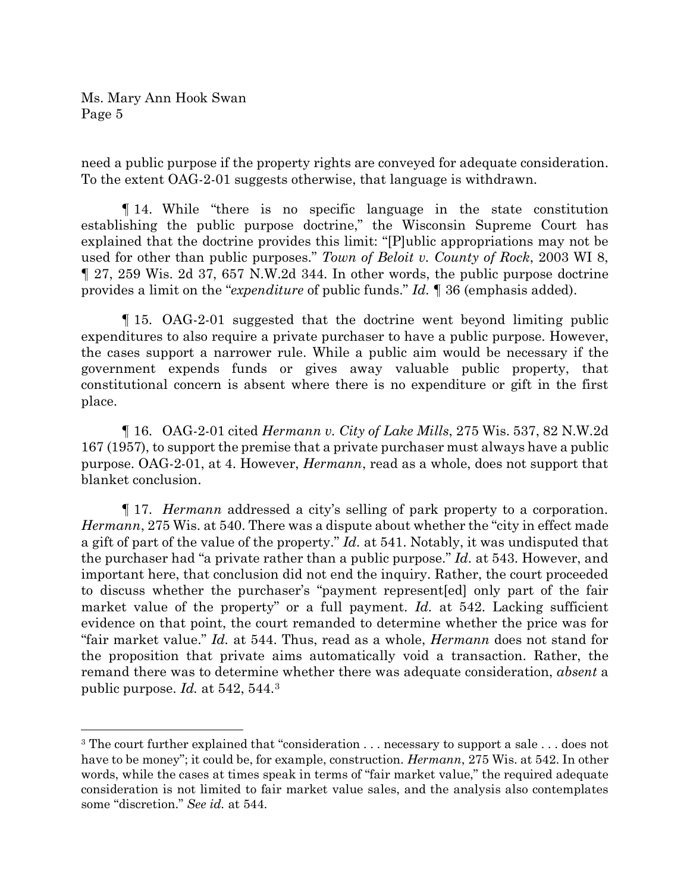need a public purpose if the property rights are conveyed for adequate consideration. To the extent OAG-2-01 suggests otherwise, that language is withdrawn.

¶ 14. While "there is no specific language in the state constitution establishing the public purpose doctrine," the Wisconsin Supreme Court has explained that the doctrine provides this limit: "[P]ublic appropriations may not be used for other than public purposes." *Town of Beloit v. County of Rock*, 2003 WI 8, ¶ 27, 259 Wis. 2d 37, 657 N.W.2d 344. In other words, the public purpose doctrine provides a limit on the "*expenditure* of public funds." *Id.* ¶ 36 (emphasis added).

¶ 15. OAG-2-01 suggested that the doctrine went beyond limiting public expenditures to also require a private purchaser to have a public purpose. However, the cases support a narrower rule. While a public aim would be necessary if the government expends funds or gives away valuable public property, that constitutional concern is absent where there is no expenditure or gift in the first place.

¶ 16. OAG-2-01 cited *Hermann v. City of Lake Mills*, 275 Wis. 537, 82 N.W.2d 167 (1957), to support the premise that a private purchaser must always have a public purpose. OAG-2-01, at 4. However, *Hermann*, read as a whole, does not support that blanket conclusion.

¶ 17. *Hermann* addressed a city's selling of park property to a corporation. *Hermann*, 275 Wis. at 540. There was a dispute about whether the "city in effect made a gift of part of the value of the property." *Id.* at 541. Notably, it was undisputed that the purchaser had "a private rather than a public purpose." *Id.* at 543. However, and important here, that conclusion did not end the inquiry. Rather, the court proceeded to discuss whether the purchaser's "payment represent[ed] only part of the fair market value of the property" or a full payment. *Id.* at 542. Lacking sufficient evidence on that point, the court remanded to determine whether the price was for "fair market value." *Id.* at 544. Thus, read as a whole, *Hermann* does not stand for the proposition that private aims automatically void a transaction. Rather, the remand there was to determine whether there was adequate consideration, *absent* a public purpose. *Id.* at 542, 544.[3]

---

[3] The court further explained that "consideration . . . necessary to support a sale . . . does not have to be money"; it could be, for example, construction. *Hermann*, 275 Wis. at 542. In other words, while the cases at times speak in terms of "fair market value," the required adequate consideration is not limited to fair market value sales, and the analysis also contemplates some "discretion." *See id.* at 544.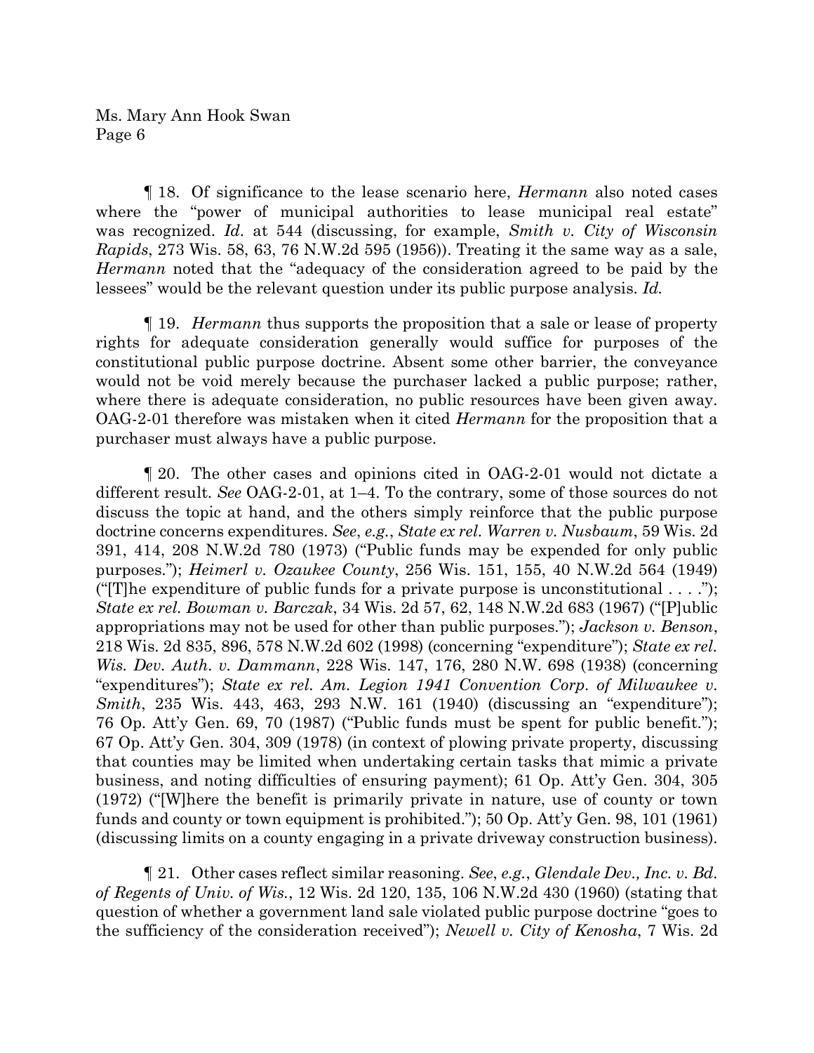¶ 18. Of significance to the lease scenario here, *Hermann* also noted cases where the "power of municipal authorities to lease municipal real estate" was recognized. *Id.* at 544 (discussing, for example, *Smith v. City of Wisconsin Rapids*, 273 Wis. 58, 63, 76 N.W.2d 595 (1956)). Treating it the same way as a sale, *Hermann* noted that the "adequacy of the consideration agreed to be paid by the lessees" would be the relevant question under its public purpose analysis. *Id.*

¶ 19. *Hermann* thus supports the proposition that a sale or lease of property rights for adequate consideration generally would suffice for purposes of the constitutional public purpose doctrine. Absent some other barrier, the conveyance would not be void merely because the purchaser lacked a public purpose; rather, where there is adequate consideration, no public resources have been given away. OAG-2-01 therefore was mistaken when it cited *Hermann* for the proposition that a purchaser must always have a public purpose.

¶ 20. The other cases and opinions cited in OAG-2-01 would not dictate a different result. *See* OAG-2-01, at 1–4. To the contrary, some of those sources do not discuss the topic at hand, and the others simply reinforce that the public purpose doctrine concerns expenditures. *See*, *e.g.*, *State ex rel. Warren v. Nusbaum*, 59 Wis. 2d 391, 414, 208 N.W.2d 780 (1973) ("Public funds may be expended for only public purposes."); *Heimerl v. Ozaukee County*, 256 Wis. 151, 155, 40 N.W.2d 564 (1949) ("[T]he expenditure of public funds for a private purpose is unconstitutional . . . ."); *State ex rel. Bowman v. Barczak*, 34 Wis. 2d 57, 62, 148 N.W.2d 683 (1967) ("[P]ublic appropriations may not be used for other than public purposes."); *Jackson v. Benson*, 218 Wis. 2d 835, 896, 578 N.W.2d 602 (1998) (concerning "expenditure"); *State ex rel. Wis. Dev. Auth. v. Dammann*, 228 Wis. 147, 176, 280 N.W. 698 (1938) (concerning "expenditures"); *State ex rel. Am. Legion 1941 Convention Corp. of Milwaukee v. Smith*, 235 Wis. 443, 463, 293 N.W. 161 (1940) (discussing an "expenditure"); 76 Op. Att'y Gen. 69, 70 (1987) ("Public funds must be spent for public benefit."); 67 Op. Att'y Gen. 304, 309 (1978) (in context of plowing private property, discussing that counties may be limited when undertaking certain tasks that mimic a private business, and noting difficulties of ensuring payment); 61 Op. Att'y Gen. 304, 305 (1972) ("[W]here the benefit is primarily private in nature, use of county or town funds and county or town equipment is prohibited."); 50 Op. Att'y Gen. 98, 101 (1961) (discussing limits on a county engaging in a private driveway construction business).

¶ 21. Other cases reflect similar reasoning. *See*, *e.g.*, *Glendale Dev., Inc. v. Bd. of Regents of Univ. of Wis.*, 12 Wis. 2d 120, 135, 106 N.W.2d 430 (1960) (stating that question of whether a government land sale violated public purpose doctrine "goes to the sufficiency of the consideration received"); *Newell v. City of Kenosha*, 7 Wis. 2d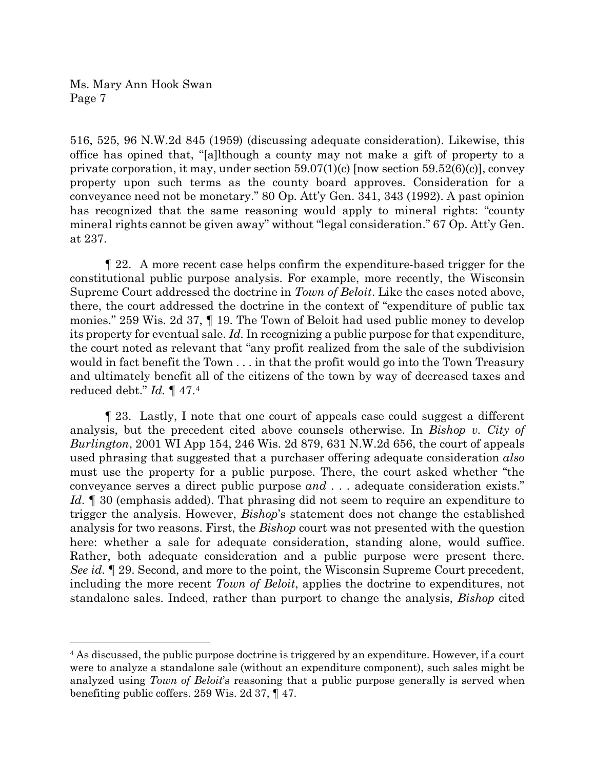516, 525, 96 N.W.2d 845 (1959) (discussing adequate consideration). Likewise, this office has opined that, "[a]lthough a county may not make a gift of property to a private corporation, it may, under section 59.07(1)(c) [now section 59.52(6)(c)], convey property upon such terms as the county board approves. Consideration for a conveyance need not be monetary." 80 Op. Att'y Gen. 341, 343 (1992). A past opinion has recognized that the same reasoning would apply to mineral rights: "county mineral rights cannot be given away" without "legal consideration." 67 Op. Att'y Gen. at 237.

¶ 22. A more recent case helps confirm the expenditure-based trigger for the constitutional public purpose analysis. For example, more recently, the Wisconsin Supreme Court addressed the doctrine in *Town of Beloit*. Like the cases noted above, there, the court addressed the doctrine in the context of "expenditure of public tax monies." 259 Wis. 2d 37, ¶ 19. The Town of Beloit had used public money to develop its property for eventual sale. *Id.* In recognizing a public purpose for that expenditure, the court noted as relevant that "any profit realized from the sale of the subdivision would in fact benefit the Town . . . in that the profit would go into the Town Treasury and ultimately benefit all of the citizens of the town by way of decreased taxes and reduced debt." *Id.* ¶ 47.[4]

¶ 23. Lastly, I note that one court of appeals case could suggest a different analysis, but the precedent cited above counsels otherwise. In *Bishop v. City of Burlington*, 2001 WI App 154, 246 Wis. 2d 879, 631 N.W.2d 656, the court of appeals used phrasing that suggested that a purchaser offering adequate consideration *also* must use the property for a public purpose. There, the court asked whether "the conveyance serves a direct public purpose *and* . . . adequate consideration exists." *Id.* ¶ 30 (emphasis added). That phrasing did not seem to require an expenditure to trigger the analysis. However, *Bishop*'s statement does not change the established analysis for two reasons. First, the *Bishop* court was not presented with the question here: whether a sale for adequate consideration, standing alone, would suffice. Rather, both adequate consideration and a public purpose were present there. *See id.* ¶ 29. Second, and more to the point, the Wisconsin Supreme Court precedent, including the more recent *Town of Beloit*, applies the doctrine to expenditures, not standalone sales. Indeed, rather than purport to change the analysis, *Bishop* cited

---

[4] As discussed, the public purpose doctrine is triggered by an expenditure. However, if a court were to analyze a standalone sale (without an expenditure component), such sales might be analyzed using *Town of Beloit*'s reasoning that a public purpose generally is served when benefiting public coffers. 259 Wis. 2d 37, ¶ 47.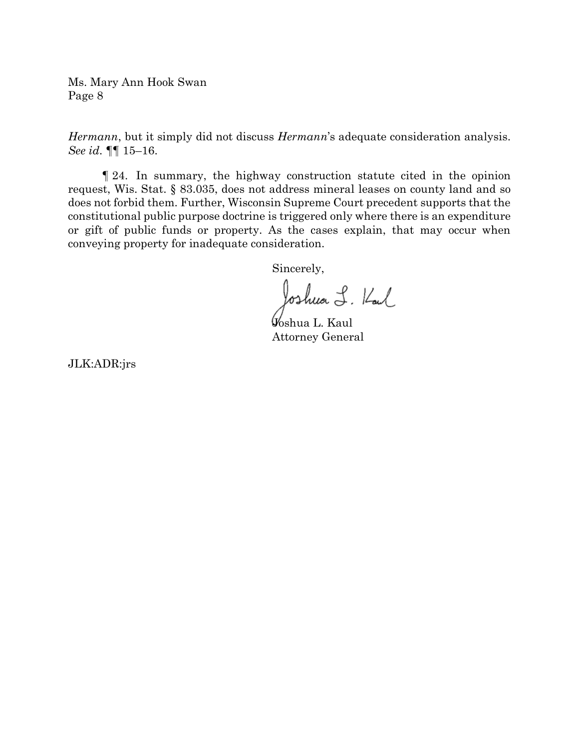*Hermann*, but it simply did not discuss *Hermann*'s adequate consideration analysis. *See id*. ¶¶ 15–16.

¶ 24. In summary, the highway construction statute cited in the opinion request, Wis. Stat. § 83.035, does not address mineral leases on county land and so does not forbid them. Further, Wisconsin Supreme Court precedent supports that the constitutional public purpose doctrine is triggered only where there is an expenditure or gift of public funds or property. As the cases explain, that may occur when conveying property for inadequate consideration.

Sincerely,

Joshua L. Kaul
Attorney General

JLK:ADR:jrs